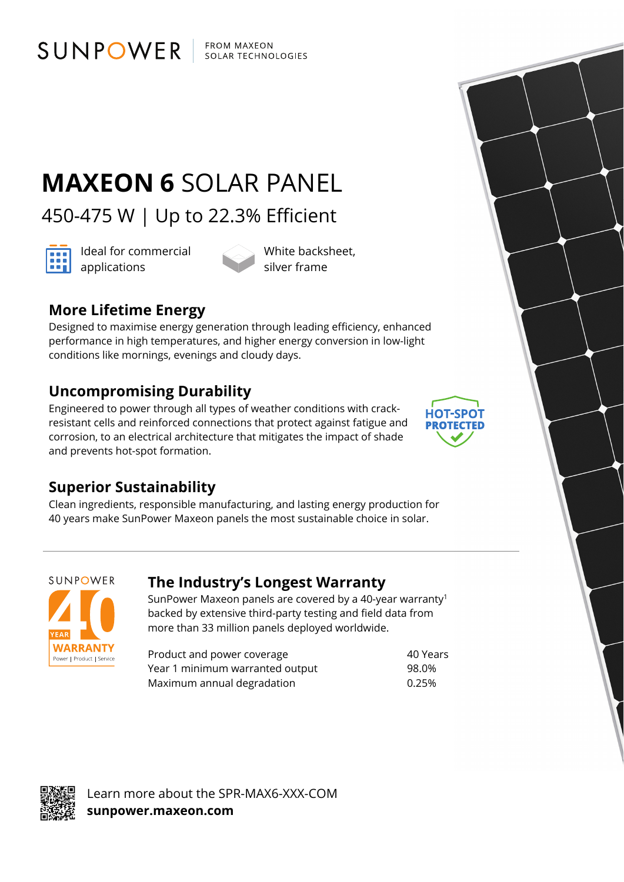SUNPOWER | FROM MAXEON SOLAR TECHNOLOGIES

# MAXEON 6 SOLAR PANEL

## 450-475 W | Up to 22.3% Efficient

Ideal for commercial applications

White backsheet, silver frame

### More Lifetime Energy

Designed to maximise energy generation through leading efficiency, enhanced performance in high temperatures, and higher energy conversion in low-light conditions like mornings, evenings and cloudy days.

### Uncompromising Durability

Engineered to power through all types of weather conditions with crack-resistant cells and reinforced connections that protect against fatigue and corrosion, to an electrical architecture that mitigates the impact of shade and prevents hot-spot formation.

HOT-SPOT PROTECTED

### Superior Sustainability

Clean ingredients, responsible manufacturing, and lasting energy production for 40 years make SunPower Maxeon panels the most sustainable choice in solar.

---

SUNPOWER 40 YEAR WARRANTY Power | Product | Service

### The Industry's Longest Warranty

SunPower Maxeon panels are covered by a 40-year warranty[1] backed by extensive third-party testing and field data from more than 33 million panels deployed worldwide.

| | |
|---|---|
| Product and power coverage | 40 Years |
| Year 1 minimum warranted output | 98.0% |
| Maximum annual degradation | 0.25% |

Learn more about the SPR-MAX6-XXX-COM
**sunpower.maxeon.com**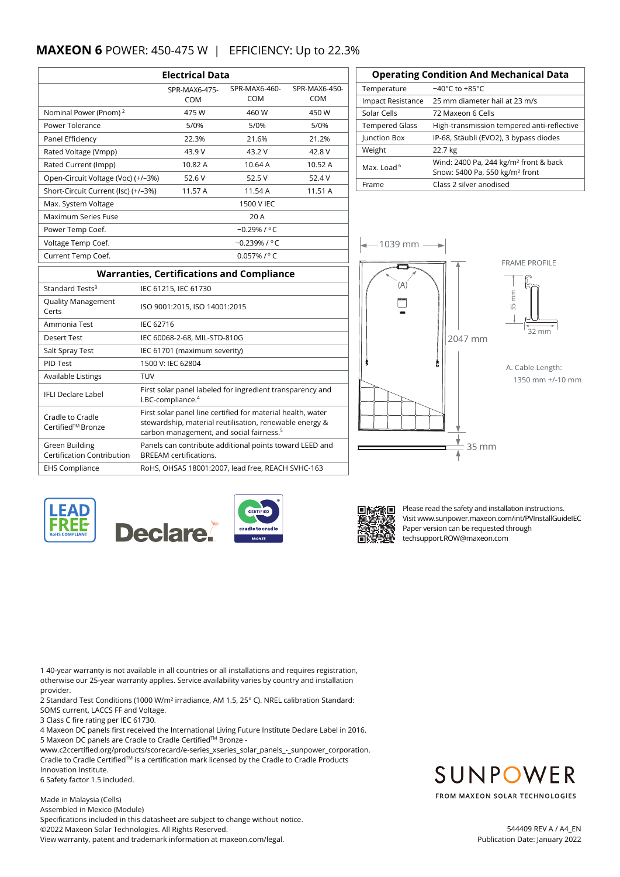## **MAXEON 6** POWER: 450-475 W | EFFICIENCY: Up to 22.3%

| Electrical Data | | | |
|---|---|---|---|
| | SPR-MAX6-475-COM | SPR-MAX6-460-COM | SPR-MAX6-450-COM |
| Nominal Power (Pnom) [2] | 475 W | 460 W | 450 W |
| Power Tolerance | 5/0% | 5/0% | 5/0% |
| Panel Efficiency | 22.3% | 21.6% | 21.2% |
| Rated Voltage (Vmpp) | 43.9 V | 43.2 V | 42.8 V |
| Rated Current (Impp) | 10.82 A | 10.64 A | 10.52 A |
| Open-Circuit Voltage (Voc) (+/−3%) | 52.6 V | 52.5 V | 52.4 V |
| Short-Circuit Current (Isc) (+/−3%) | 11.57 A | 11.54 A | 11.51 A |
| Max. System Voltage | 1500 V IEC | | |
| Maximum Series Fuse | 20 A | | |
| Power Temp Coef. | −0.29% / °C | | |
| Voltage Temp Coef. | −0.239% / °C | | |
| Current Temp Coef. | 0.057% / °C | | |

| Operating Condition And Mechanical Data | |
|---|---|
| Temperature | −40°C to +85°C |
| Impact Resistance | 25 mm diameter hail at 23 m/s |
| Solar Cells | 72 Maxeon 6 Cells |
| Tempered Glass | High-transmission tempered anti-reflective |
| Junction Box | IP-68, Stäubli (EVO2), 3 bypass diodes |
| Weight | 22.7 kg |
| Max. Load [6] | Wind: 2400 Pa, 244 kg/m² front & back<br>Snow: 5400 Pa, 550 kg/m² front |
| Frame | Class 2 silver anodised |

| Warranties, Certifications and Compliance | |
|---|---|
| Standard Tests[3] | IEC 61215, IEC 61730 |
| Quality Management Certs | ISO 9001:2015, ISO 14001:2015 |
| Ammonia Test | IEC 62716 |
| Desert Test | IEC 60068-2-68, MIL-STD-810G |
| Salt Spray Test | IEC 61701 (maximum severity) |
| PID Test | 1500 V: IEC 62804 |
| Available Listings | TUV |
| IFLI Declare Label | First solar panel labeled for ingredient transparency and LBC-compliance.[4] |
| Cradle to Cradle Certified™ Bronze | First solar panel line certified for material health, water stewardship, material reutilisation, renewable energy & carbon management, and social fairness.[5] |
| Green Building Certification Contribution | Panels can contribute additional points toward LEED and BREEAM certifications. |
| EHS Compliance | RoHS, OHSAS 18001:2007, lead free, REACH SVHC-163 |

1039 mm

2047 mm

35 mm

(A)

FRAME PROFILE

35 mm

32 mm

A. Cable Length: 1350 mm +/-10 mm

LEAD FREE RoHS COMPLIANT

Declare.

CERTIFIED cradletocradle BRONZE

Please read the safety and installation instructions. Visit www.sunpower.maxeon.com/int/PVInstallGuideIEC Paper version can be requested through techsupport.ROW@maxeon.com

1 40-year warranty is not available in all countries or all installations and requires registration, otherwise our 25-year warranty applies. Service availability varies by country and installation provider.
2 Standard Test Conditions (1000 W/m² irradiance, AM 1.5, 25° C). NREL calibration Standard: SOMS current, LACCS FF and Voltage.
3 Class C fire rating per IEC 61730.
4 Maxeon DC panels first received the International Living Future Institute Declare Label in 2016.
5 Maxeon DC panels are Cradle to Cradle Certified™ Bronze - www.c2ccertified.org/products/scorecard/e-series_xseries_solar_panels_-_sunpower_corporation. Cradle to Cradle Certified™ is a certification mark licensed by the Cradle to Cradle Products Innovation Institute.
6 Safety factor 1.5 included.

Made in Malaysia (Cells)
Assembled in Mexico (Module)
Specifications included in this datasheet are subject to change without notice.
©2022 Maxeon Solar Technologies. All Rights Reserved.
View warranty, patent and trademark information at maxeon.com/legal.

SUNPOWER
FROM MAXEON SOLAR TECHNOLOGIES

544409 REV A / A4_EN
Publication Date: January 2022